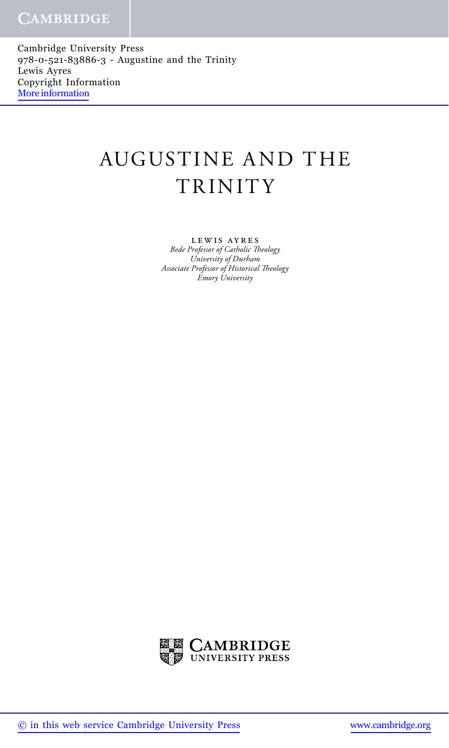Cambridge University Press
978-0-521-83886-3 - Augustine and the Trinity
Lewis Ayres
Copyright Information
More information

# AUGUSTINE AND THE TRINITY

LEWIS AYRES
*Bede Professor of Catholic Theology*
*University of Durham*
*Associate Professor of Historical Theology*
*Emory University*

CAMBRIDGE
UNIVERSITY PRESS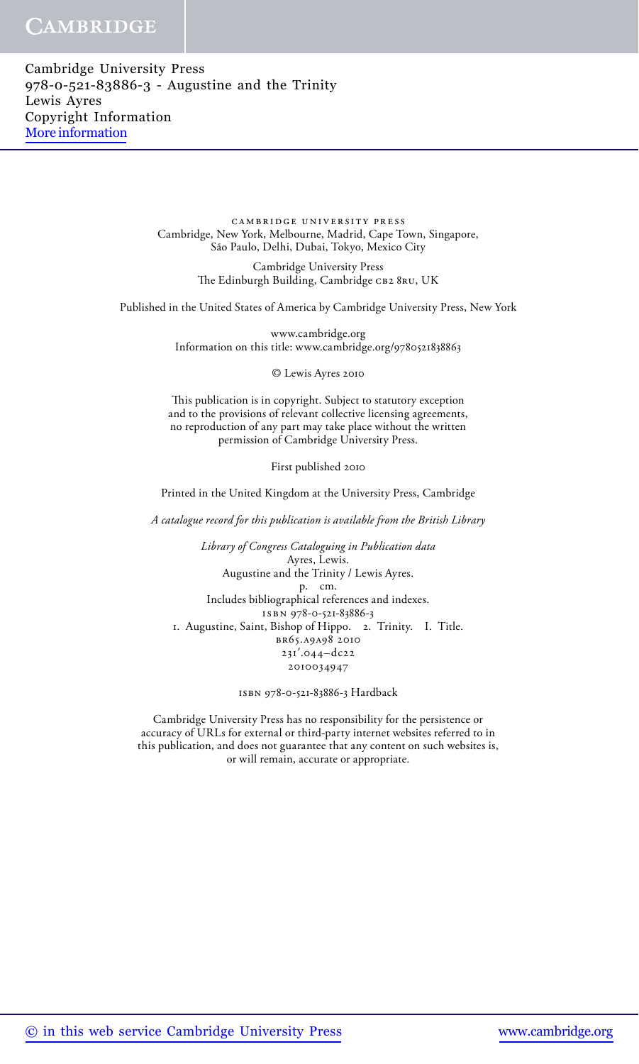Cambridge University Press
978-0-521-83886-3 - Augustine and the Trinity
Lewis Ayres
Copyright Information
More information

CAMBRIDGE UNIVERSITY PRESS
Cambridge, New York, Melbourne, Madrid, Cape Town, Singapore,
São Paulo, Delhi, Dubai, Tokyo, Mexico City

Cambridge University Press
The Edinburgh Building, Cambridge CB2 8RU, UK

Published in the United States of America by Cambridge University Press, New York

www.cambridge.org
Information on this title: www.cambridge.org/9780521838863

© Lewis Ayres 2010

This publication is in copyright. Subject to statutory exception
and to the provisions of relevant collective licensing agreements,
no reproduction of any part may take place without the written
permission of Cambridge University Press.

First published 2010

Printed in the United Kingdom at the University Press, Cambridge

*A catalogue record for this publication is available from the British Library*

*Library of Congress Cataloguing in Publication data*
Ayres, Lewis.
Augustine and the Trinity / Lewis Ayres.
p. cm.
Includes bibliographical references and indexes.
ISBN 978-0-521-83886-3
1. Augustine, Saint, Bishop of Hippo. 2. Trinity. I. Title.
BR65.A9A98 2010
231′.044–dc22
2010034947

ISBN 978-0-521-83886-3 Hardback

Cambridge University Press has no responsibility for the persistence or
accuracy of URLs for external or third-party internet websites referred to in
this publication, and does not guarantee that any content on such websites is,
or will remain, accurate or appropriate.